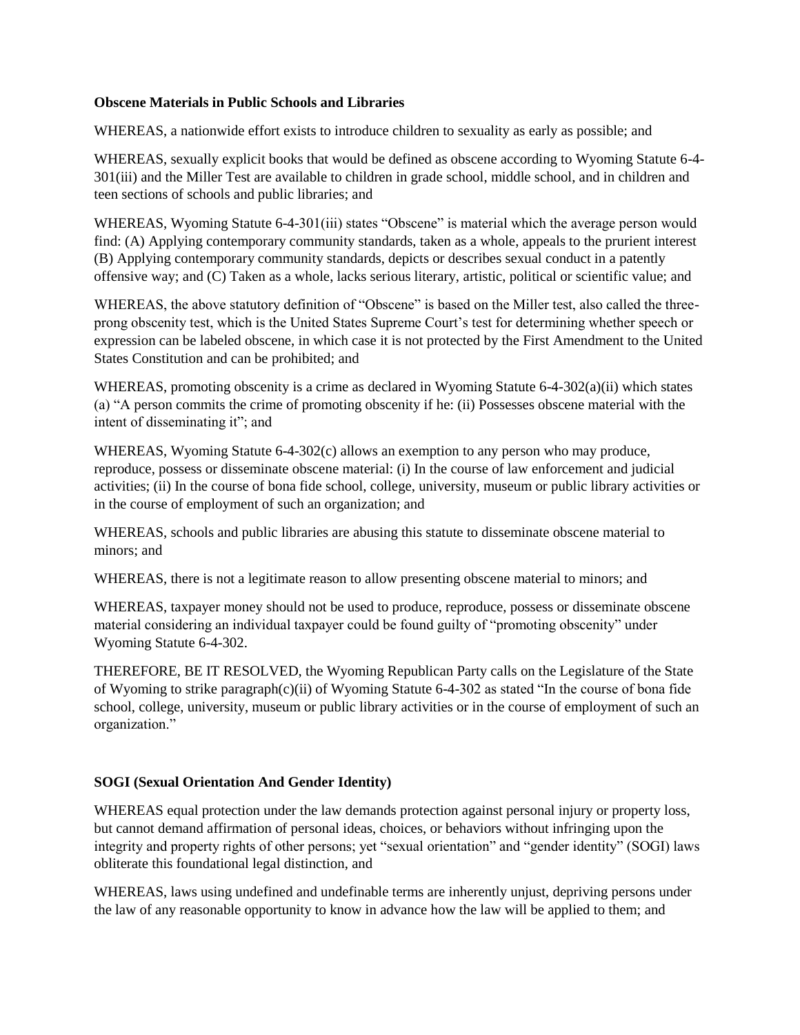**Obscene Materials in Public Schools and Libraries**

WHEREAS, a nationwide effort exists to introduce children to sexuality as early as possible; and

WHEREAS, sexually explicit books that would be defined as obscene according to Wyoming Statute 6-4-301(iii) and the Miller Test are available to children in grade school, middle school, and in children and teen sections of schools and public libraries; and

WHEREAS, Wyoming Statute 6-4-301(iii) states "Obscene" is material which the average person would find: (A) Applying contemporary community standards, taken as a whole, appeals to the prurient interest (B) Applying contemporary community standards, depicts or describes sexual conduct in a patently offensive way; and (C) Taken as a whole, lacks serious literary, artistic, political or scientific value; and

WHEREAS, the above statutory definition of "Obscene" is based on the Miller test, also called the three-prong obscenity test, which is the United States Supreme Court's test for determining whether speech or expression can be labeled obscene, in which case it is not protected by the First Amendment to the United States Constitution and can be prohibited; and

WHEREAS, promoting obscenity is a crime as declared in Wyoming Statute 6-4-302(a)(ii) which states (a) "A person commits the crime of promoting obscenity if he: (ii) Possesses obscene material with the intent of disseminating it"; and

WHEREAS, Wyoming Statute 6-4-302(c) allows an exemption to any person who may produce, reproduce, possess or disseminate obscene material: (i) In the course of law enforcement and judicial activities; (ii) In the course of bona fide school, college, university, museum or public library activities or in the course of employment of such an organization; and

WHEREAS, schools and public libraries are abusing this statute to disseminate obscene material to minors; and

WHEREAS, there is not a legitimate reason to allow presenting obscene material to minors; and

WHEREAS, taxpayer money should not be used to produce, reproduce, possess or disseminate obscene material considering an individual taxpayer could be found guilty of "promoting obscenity" under Wyoming Statute 6-4-302.

THEREFORE, BE IT RESOLVED, the Wyoming Republican Party calls on the Legislature of the State of Wyoming to strike paragraph(c)(ii) of Wyoming Statute 6-4-302 as stated "In the course of bona fide school, college, university, museum or public library activities or in the course of employment of such an organization."

**SOGI (Sexual Orientation And Gender Identity)**

WHEREAS equal protection under the law demands protection against personal injury or property loss, but cannot demand affirmation of personal ideas, choices, or behaviors without infringing upon the integrity and property rights of other persons; yet "sexual orientation" and "gender identity" (SOGI) laws obliterate this foundational legal distinction, and

WHEREAS, laws using undefined and undefinable terms are inherently unjust, depriving persons under the law of any reasonable opportunity to know in advance how the law will be applied to them; and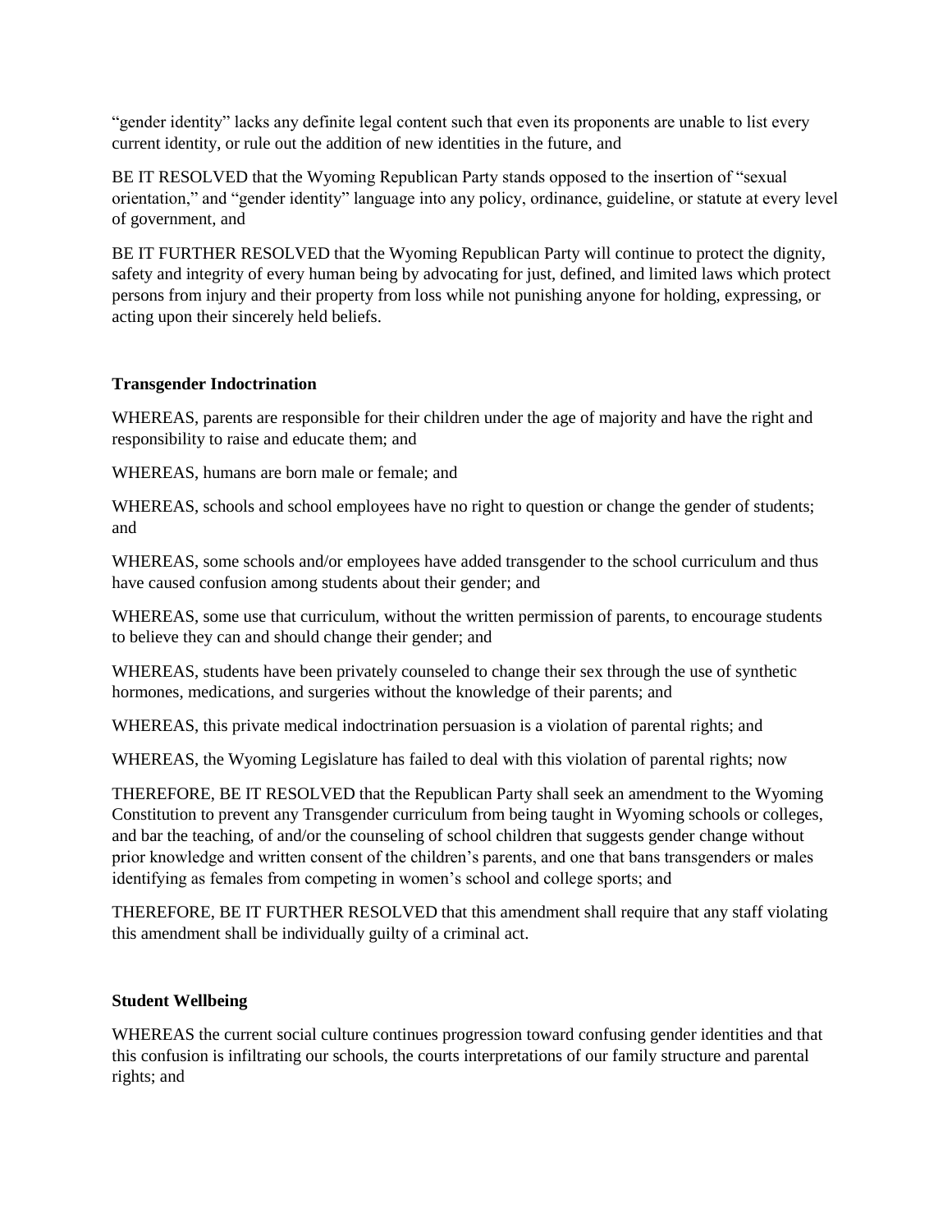"gender identity" lacks any definite legal content such that even its proponents are unable to list every current identity, or rule out the addition of new identities in the future, and

BE IT RESOLVED that the Wyoming Republican Party stands opposed to the insertion of "sexual orientation," and "gender identity" language into any policy, ordinance, guideline, or statute at every level of government, and

BE IT FURTHER RESOLVED that the Wyoming Republican Party will continue to protect the dignity, safety and integrity of every human being by advocating for just, defined, and limited laws which protect persons from injury and their property from loss while not punishing anyone for holding, expressing, or acting upon their sincerely held beliefs.

**Transgender Indoctrination**

WHEREAS, parents are responsible for their children under the age of majority and have the right and responsibility to raise and educate them; and

WHEREAS, humans are born male or female; and

WHEREAS, schools and school employees have no right to question or change the gender of students; and

WHEREAS, some schools and/or employees have added transgender to the school curriculum and thus have caused confusion among students about their gender; and

WHEREAS, some use that curriculum, without the written permission of parents, to encourage students to believe they can and should change their gender; and

WHEREAS, students have been privately counseled to change their sex through the use of synthetic hormones, medications, and surgeries without the knowledge of their parents; and

WHEREAS, this private medical indoctrination persuasion is a violation of parental rights; and

WHEREAS, the Wyoming Legislature has failed to deal with this violation of parental rights; now

THEREFORE, BE IT RESOLVED that the Republican Party shall seek an amendment to the Wyoming Constitution to prevent any Transgender curriculum from being taught in Wyoming schools or colleges, and bar the teaching, of and/or the counseling of school children that suggests gender change without prior knowledge and written consent of the children's parents, and one that bans transgenders or males identifying as females from competing in women's school and college sports; and

THEREFORE, BE IT FURTHER RESOLVED that this amendment shall require that any staff violating this amendment shall be individually guilty of a criminal act.

**Student Wellbeing**

WHEREAS the current social culture continues progression toward confusing gender identities and that this confusion is infiltrating our schools, the courts interpretations of our family structure and parental rights; and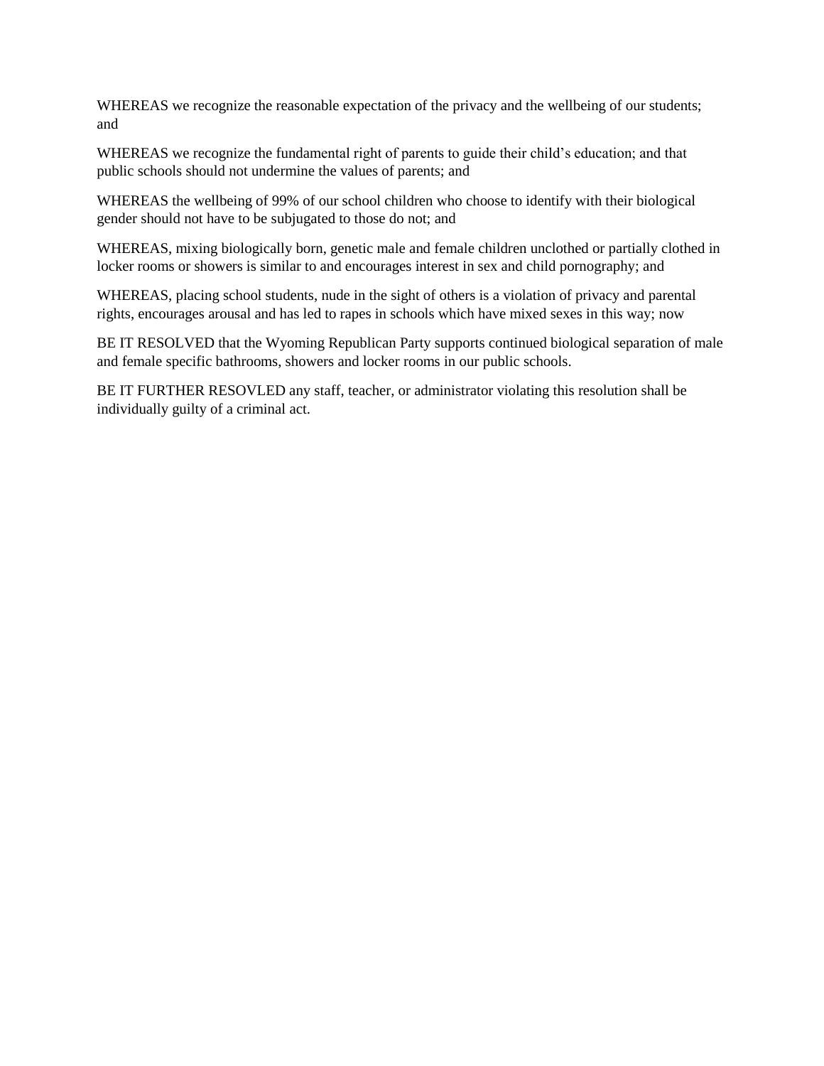WHEREAS we recognize the reasonable expectation of the privacy and the wellbeing of our students; and

WHEREAS we recognize the fundamental right of parents to guide their child's education; and that public schools should not undermine the values of parents; and

WHEREAS the wellbeing of 99% of our school children who choose to identify with their biological gender should not have to be subjugated to those do not; and

WHEREAS, mixing biologically born, genetic male and female children unclothed or partially clothed in locker rooms or showers is similar to and encourages interest in sex and child pornography; and

WHEREAS, placing school students, nude in the sight of others is a violation of privacy and parental rights, encourages arousal and has led to rapes in schools which have mixed sexes in this way; now

BE IT RESOLVED that the Wyoming Republican Party supports continued biological separation of male and female specific bathrooms, showers and locker rooms in our public schools.

BE IT FURTHER RESOVLED any staff, teacher, or administrator violating this resolution shall be individually guilty of a criminal act.